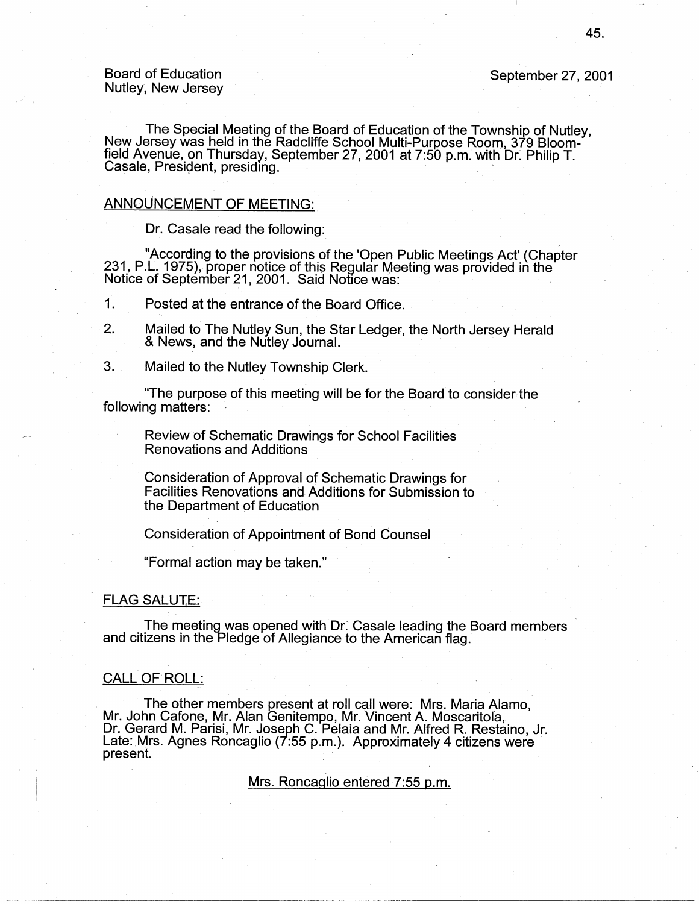Board of Education
Nutley, New Jersey

September 27, 2001

The Special Meeting of the Board of Education of the Township of Nutley, New Jersey was held in the Radcliffe School Multi-Purpose Room, 379 Bloomfield Avenue, on Thursday, September 27, 2001 at 7:50 p.m. with Dr. Philip T. Casale, President, presiding.

## ANNOUNCEMENT OF MEETING:

Dr. Casale read the following:

"According to the provisions of the 'Open Public Meetings Act' (Chapter 231, P.L. 1975), proper notice of this Regular Meeting was provided in the Notice of September 21, 2001. Said Notice was:

1. Posted at the entrance of the Board Office.
2. Mailed to The Nutley Sun, the Star Ledger, the North Jersey Herald & News, and the Nutley Journal.
3. Mailed to the Nutley Township Clerk.

"The purpose of this meeting will be for the Board to consider the following matters:

Review of Schematic Drawings for School Facilities Renovations and Additions

Consideration of Approval of Schematic Drawings for Facilities Renovations and Additions for Submission to the Department of Education

Consideration of Appointment of Bond Counsel

"Formal action may be taken."

## FLAG SALUTE:

The meeting was opened with Dr. Casale leading the Board members and citizens in the Pledge of Allegiance to the American flag.

## CALL OF ROLL:

The other members present at roll call were: Mrs. Maria Alamo, Mr. John Cafone, Mr. Alan Genitempo, Mr. Vincent A. Moscaritola, Dr. Gerard M. Parisi, Mr. Joseph C. Pelaia and Mr. Alfred R. Restaino, Jr. Late: Mrs. Agnes Roncaglio (7:55 p.m.). Approximately 4 citizens were present.

Mrs. Roncaglio entered 7:55 p.m.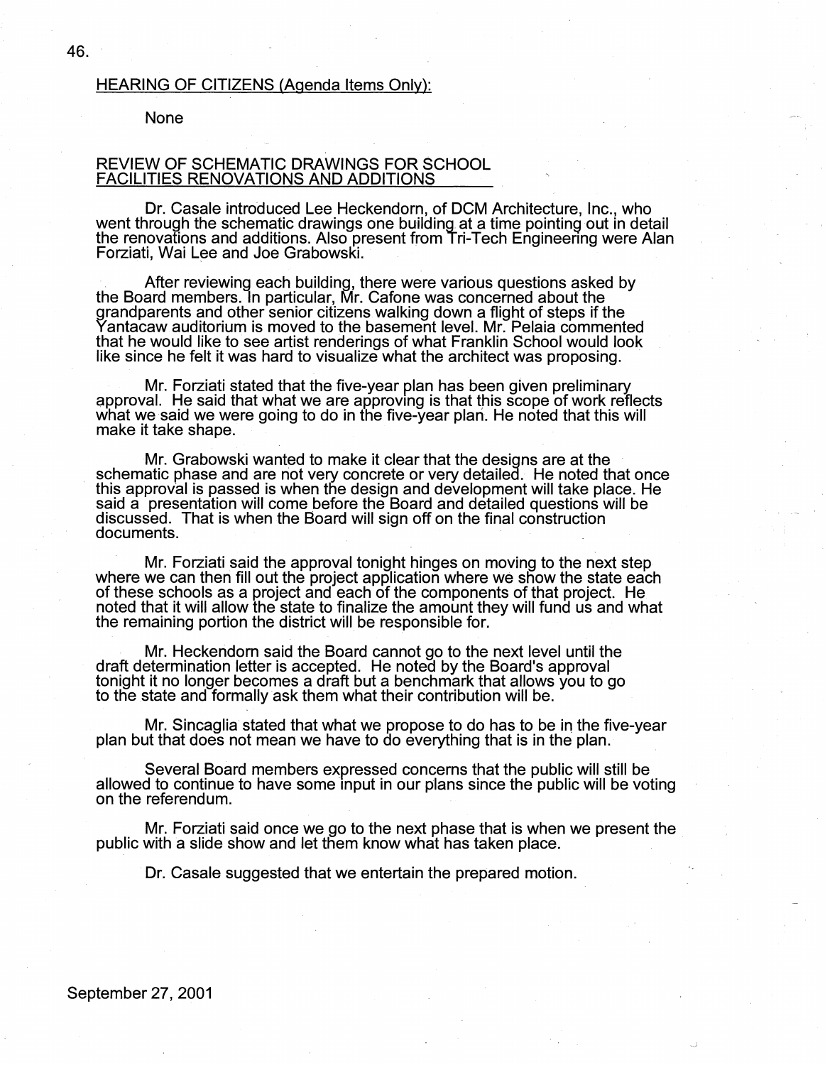## HEARING OF CITIZENS (Agenda Items Only):

None

## REVIEW OF SCHEMATIC DRAWINGS FOR SCHOOL FACILITIES RENOVATIONS AND ADDITIONS

Dr. Casale introduced Lee Heckendorn, of DCM Architecture, Inc., who went through the schematic drawings one building at a time pointing out in detail the renovations and additions. Also present from Tri-Tech Engineering were Alan Forziati, Wai Lee and Joe Grabowski.

After reviewing each building, there were various questions asked by the Board members. In particular, Mr. Cafone was concerned about the grandparents and other senior citizens walking down a flight of steps if the Yantacaw auditorium is moved to the basement level. Mr. Pelaia commented that he would like to see artist renderings of what Franklin School would look like since he felt it was hard to visualize what the architect was proposing.

Mr. Forziati stated that the five-year plan has been given preliminary approval. He said that what we are approving is that this scope of work reflects what we said we were going to do in the five-year plan. He noted that this will make it take shape.

Mr. Grabowski wanted to make it clear that the designs are at the schematic phase and are not very concrete or very detailed. He noted that once this approval is passed is when the design and development will take place. He said a presentation will come before the Board and detailed questions will be discussed. That is when the Board will sign off on the final construction documents.

Mr. Forziati said the approval tonight hinges on moving to the next step where we can then fill out the project application where we show the state each of these schools as a project and each of the components of that project. He noted that it will allow the state to finalize the amount they will fund us and what the remaining portion the district will be responsible for.

Mr. Heckendorn said the Board cannot go to the next level until the draft determination letter is accepted. He noted by the Board's approval tonight it no longer becomes a draft but a benchmark that allows you to go to the state and formally ask them what their contribution will be.

Mr. Sincaglia stated that what we propose to do has to be in the five-year plan but that does not mean we have to do everything that is in the plan.

Several Board members expressed concerns that the public will still be allowed to continue to have some input in our plans since the public will be voting on the referendum.

Mr. Forziati said once we go to the next phase that is when we present the public with a slide show and let them know what has taken place.

Dr. Casale suggested that we entertain the prepared motion.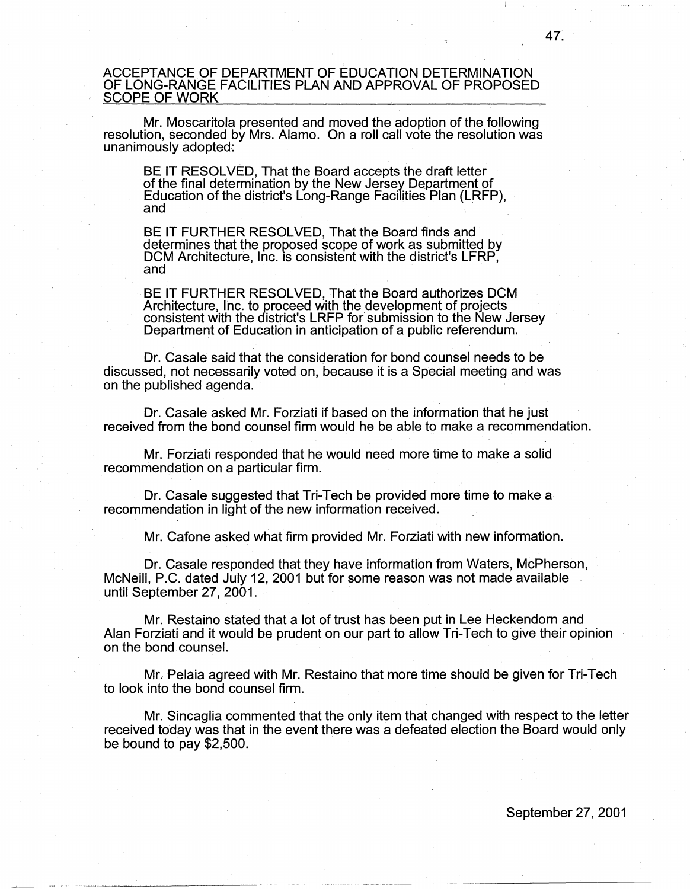## ACCEPTANCE OF DEPARTMENT OF EDUCATION DETERMINATION OF LONG-RANGE FACILITIES PLAN AND APPROVAL OF PROPOSED SCOPE OF WORK

Mr. Moscaritola presented and moved the adoption of the following resolution, seconded by Mrs. Alamo. On a roll call vote the resolution was unanimously adopted:

> BE IT RESOLVED, That the Board accepts the draft letter of the final determination by the New Jersey Department of Education of the district's Long-Range Facilities Plan (LRFP), and
>
> BE IT FURTHER RESOLVED, That the Board finds and determines that the proposed scope of work as submitted by DCM Architecture, Inc. is consistent with the district's LFRP, and
>
> BE IT FURTHER RESOLVED, That the Board authorizes DCM Architecture, Inc. to proceed with the development of projects consistent with the district's LRFP for submission to the New Jersey Department of Education in anticipation of a public referendum.

Dr. Casale said that the consideration for bond counsel needs to be discussed, not necessarily voted on, because it is a Special meeting and was on the published agenda.

Dr. Casale asked Mr. Forziati if based on the information that he just received from the bond counsel firm would he be able to make a recommendation.

Mr. Forziati responded that he would need more time to make a solid recommendation on a particular firm.

Dr. Casale suggested that Tri-Tech be provided more time to make a recommendation in light of the new information received.

Mr. Cafone asked what firm provided Mr. Forziati with new information.

Dr. Casale responded that they have information from Waters, McPherson, McNeill, P.C. dated July 12, 2001 but for some reason was not made available until September 27, 2001.

Mr. Restaino stated that a lot of trust has been put in Lee Heckendorn and Alan Forziati and it would be prudent on our part to allow Tri-Tech to give their opinion on the bond counsel.

Mr. Pelaia agreed with Mr. Restaino that more time should be given for Tri-Tech to look into the bond counsel firm.

Mr. Sincaglia commented that the only item that changed with respect to the letter received today was that in the event there was a defeated election the Board would only be bound to pay $2,500.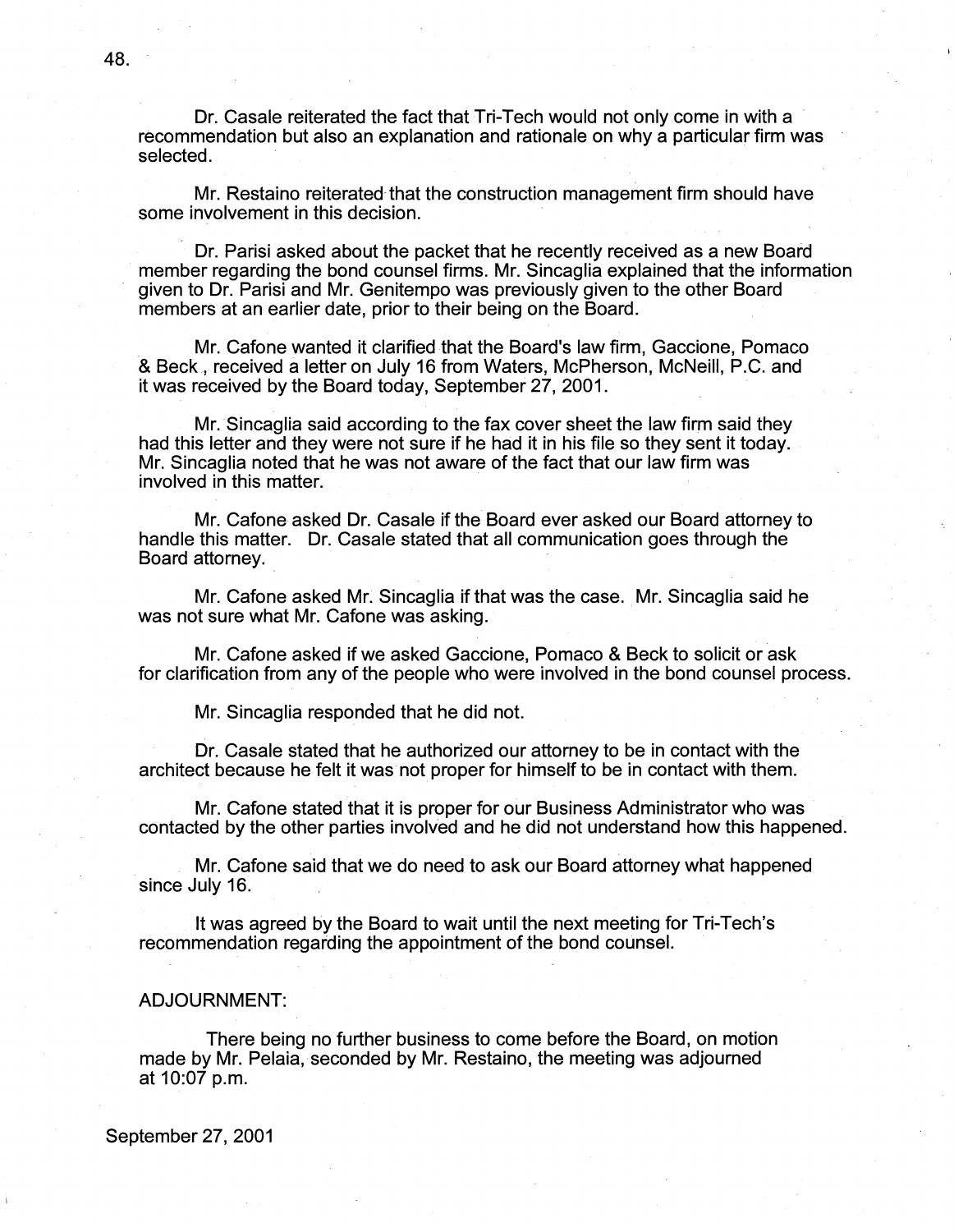Dr. Casale reiterated the fact that Tri-Tech would not only come in with a recommendation but also an explanation and rationale on why a particular firm was selected.

Mr. Restaino reiterated that the construction management firm should have some involvement in this decision.

Dr. Parisi asked about the packet that he recently received as a new Board member regarding the bond counsel firms. Mr. Sincaglia explained that the information given to Dr. Parisi and Mr. Genitempo was previously given to the other Board members at an earlier date, prior to their being on the Board.

Mr. Cafone wanted it clarified that the Board's law firm, Gaccione, Pomaco & Beck, received a letter on July 16 from Waters, McPherson, McNeill, P.C. and it was received by the Board today, September 27, 2001.

Mr. Sincaglia said according to the fax cover sheet the law firm said they had this letter and they were not sure if he had it in his file so they sent it today. Mr. Sincaglia noted that he was not aware of the fact that our law firm was involved in this matter.

Mr. Cafone asked Dr. Casale if the Board ever asked our Board attorney to handle this matter. Dr. Casale stated that all communication goes through the Board attorney.

Mr. Cafone asked Mr. Sincaglia if that was the case. Mr. Sincaglia said he was not sure what Mr. Cafone was asking.

Mr. Cafone asked if we asked Gaccione, Pomaco & Beck to solicit or ask for clarification from any of the people who were involved in the bond counsel process.

Mr. Sincaglia responded that he did not.

Dr. Casale stated that he authorized our attorney to be in contact with the architect because he felt it was not proper for himself to be in contact with them.

Mr. Cafone stated that it is proper for our Business Administrator who was contacted by the other parties involved and he did not understand how this happened.

Mr. Cafone said that we do need to ask our Board attorney what happened since July 16.

It was agreed by the Board to wait until the next meeting for Tri-Tech's recommendation regarding the appointment of the bond counsel.

ADJOURNMENT:

There being no further business to come before the Board, on motion made by Mr. Pelaia, seconded by Mr. Restaino, the meeting was adjourned at 10:07 p.m.

September 27, 2001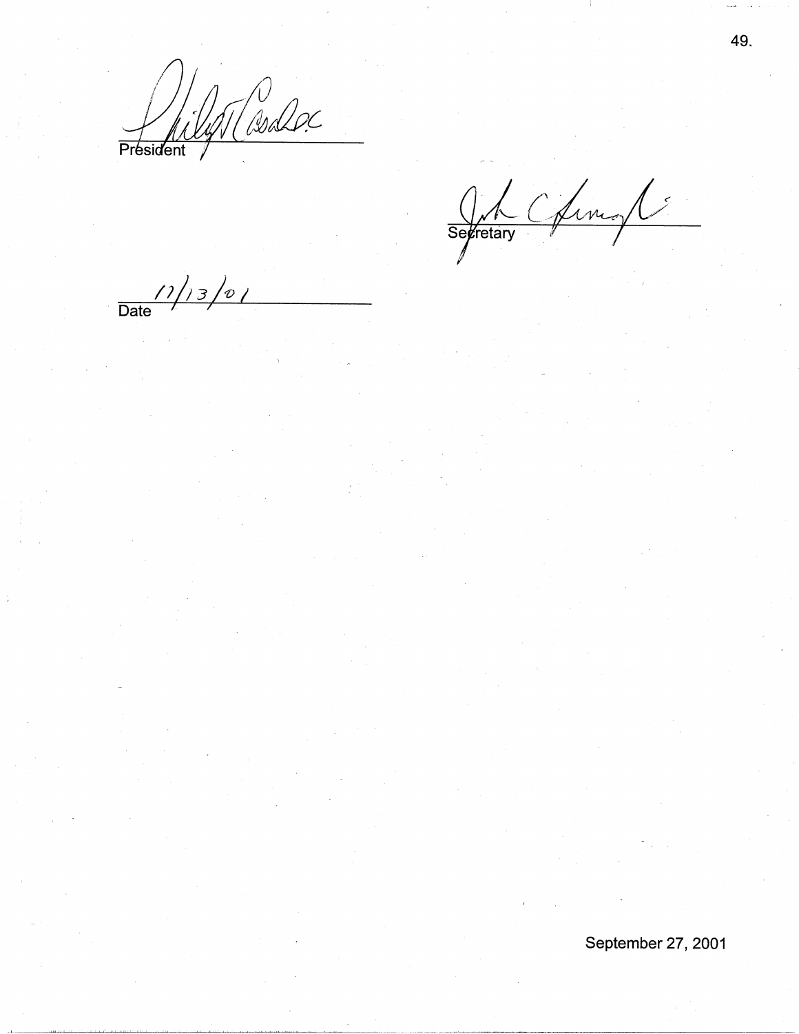President

Secretary

Date 11/13/01

September 27, 2001